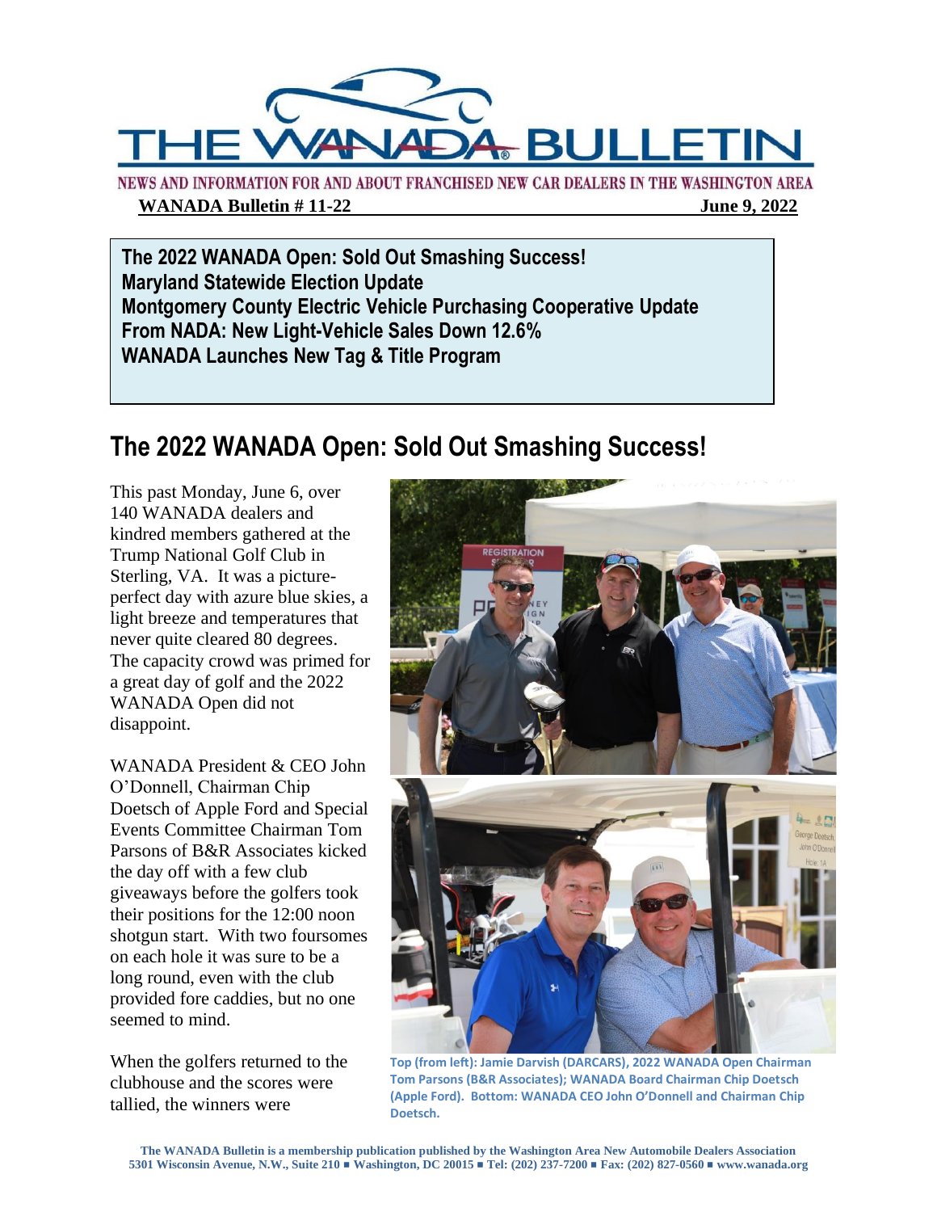# THE WANADA BULLETIN

NEWS AND INFORMATION FOR AND ABOUT FRANCHISED NEW CAR DEALERS IN THE WASHINGTON AREA

**WANADA Bulletin # 11-22** **June 9, 2022**

**The 2022 WANADA Open: Sold Out Smashing Success!**
**Maryland Statewide Election Update**
**Montgomery County Electric Vehicle Purchasing Cooperative Update**
**From NADA: New Light-Vehicle Sales Down 12.6%**
**WANADA Launches New Tag & Title Program**

## The 2022 WANADA Open: Sold Out Smashing Success!

This past Monday, June 6, over 140 WANADA dealers and kindred members gathered at the Trump National Golf Club in Sterling, VA. It was a picture-perfect day with azure blue skies, a light breeze and temperatures that never quite cleared 80 degrees. The capacity crowd was primed for a great day of golf and the 2022 WANADA Open did not disappoint.

WANADA President & CEO John O'Donnell, Chairman Chip Doetsch of Apple Ford and Special Events Committee Chairman Tom Parsons of B&R Associates kicked the day off with a few club giveaways before the golfers took their positions for the 12:00 noon shotgun start. With two foursomes on each hole it was sure to be a long round, even with the club provided fore caddies, but no one seemed to mind.

When the golfers returned to the clubhouse and the scores were tallied, the winners were

**Top (from left): Jamie Darvish (DARCARS), 2022 WANADA Open Chairman Tom Parsons (B&R Associates); WANADA Board Chairman Chip Doetsch (Apple Ford). Bottom: WANADA CEO John O'Donnell and Chairman Chip Doetsch.**

The WANADA Bulletin is a membership publication published by the Washington Area New Automobile Dealers Association
5301 Wisconsin Avenue, N.W., Suite 210 ■ Washington, DC 20015 ■ Tel: (202) 237-7200 ■ Fax: (202) 827-0560 ■ www.wanada.org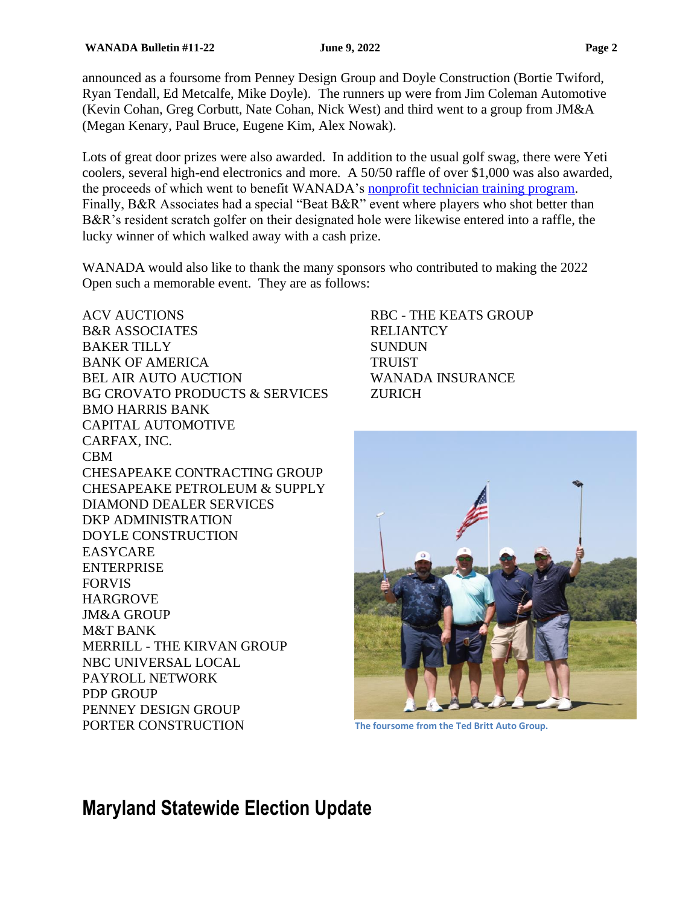announced as a foursome from Penney Design Group and Doyle Construction (Bortie Twiford, Ryan Tendall, Ed Metcalfe, Mike Doyle). The runners up were from Jim Coleman Automotive (Kevin Cohan, Greg Corbutt, Nate Cohan, Nick West) and third went to a group from JM&A (Megan Kenary, Paul Bruce, Eugene Kim, Alex Nowak).

Lots of great door prizes were also awarded. In addition to the usual golf swag, there were Yeti coolers, several high-end electronics and more. A 50/50 raffle of over $1,000 was also awarded, the proceeds of which went to benefit WANADA's nonprofit technician training program. Finally, B&R Associates had a special "Beat B&R" event where players who shot better than B&R's resident scratch golfer on their designated hole were likewise entered into a raffle, the lucky winner of which walked away with a cash prize.

WANADA would also like to thank the many sponsors who contributed to making the 2022 Open such a memorable event. They are as follows:

ACV AUCTIONS
B&R ASSOCIATES
BAKER TILLY
BANK OF AMERICA
BEL AIR AUTO AUCTION
BG CROVATO PRODUCTS & SERVICES
BMO HARRIS BANK
CAPITAL AUTOMOTIVE
CARFAX, INC.
CBM
CHESAPEAKE CONTRACTING GROUP
CHESAPEAKE PETROLEUM & SUPPLY
DIAMOND DEALER SERVICES
DKP ADMINISTRATION
DOYLE CONSTRUCTION
EASYCARE
ENTERPRISE
FORVIS
HARGROVE
JM&A GROUP
M&T BANK
MERRILL - THE KIRVAN GROUP
NBC UNIVERSAL LOCAL
PAYROLL NETWORK
PDP GROUP
PENNEY DESIGN GROUP
PORTER CONSTRUCTION
RBC - THE KEATS GROUP
RELIANTCY
SUNDUN
TRUIST
WANADA INSURANCE
ZURICH

The foursome from the Ted Britt Auto Group.

## Maryland Statewide Election Update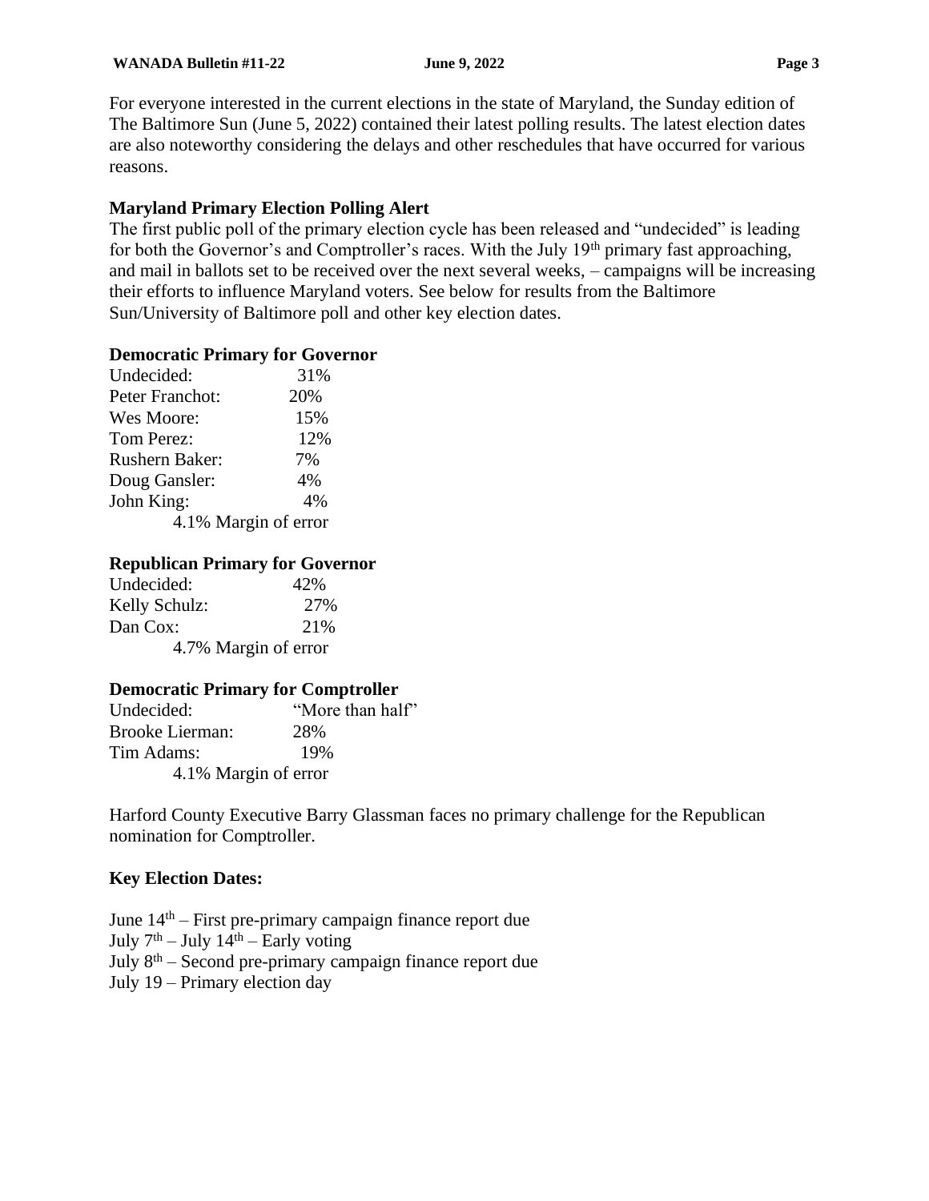For everyone interested in the current elections in the state of Maryland, the Sunday edition of The Baltimore Sun (June 5, 2022) contained their latest polling results. The latest election dates are also noteworthy considering the delays and other reschedules that have occurred for various reasons.

**Maryland Primary Election Polling Alert**

The first public poll of the primary election cycle has been released and "undecided" is leading for both the Governor's and Comptroller's races. With the July 19th primary fast approaching, and mail in ballots set to be received over the next several weeks, – campaigns will be increasing their efforts to influence Maryland voters. See below for results from the Baltimore Sun/University of Baltimore poll and other key election dates.

**Democratic Primary for Governor**

| | |
|---|---|
| Undecided: | 31% |
| Peter Franchot: | 20% |
| Wes Moore: | 15% |
| Tom Perez: | 12% |
| Rushern Baker: | 7% |
| Doug Gansler: | 4% |
| John King: | 4% |

4.1% Margin of error

**Republican Primary for Governor**

| | |
|---|---|
| Undecided: | 42% |
| Kelly Schulz: | 27% |
| Dan Cox: | 21% |

4.7% Margin of error

**Democratic Primary for Comptroller**

| | |
|---|---|
| Undecided: | "More than half" |
| Brooke Lierman: | 28% |
| Tim Adams: | 19% |

4.1% Margin of error

Harford County Executive Barry Glassman faces no primary challenge for the Republican nomination for Comptroller.

**Key Election Dates:**

June 14th – First pre-primary campaign finance report due
July 7th – July 14th – Early voting
July 8th – Second pre-primary campaign finance report due
July 19 – Primary election day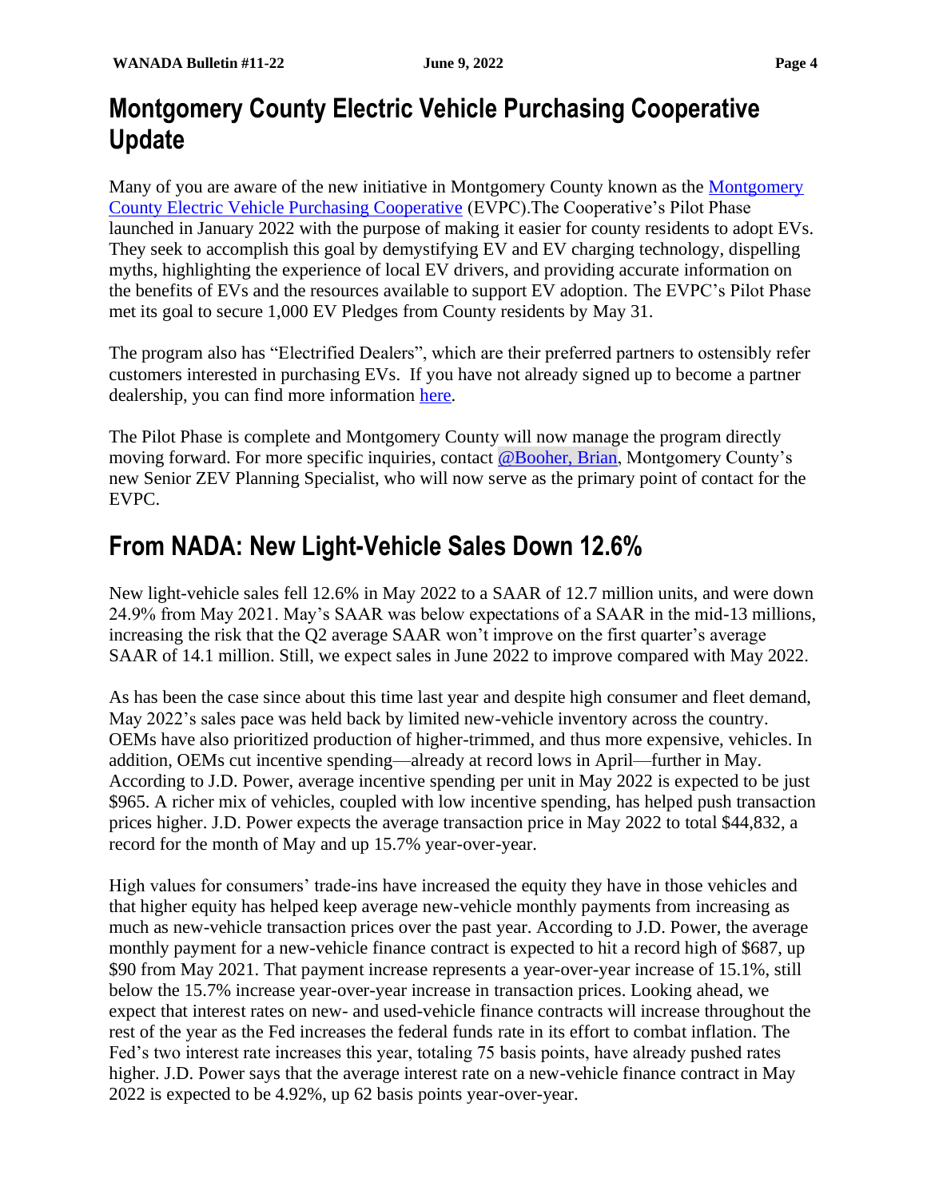## Montgomery County Electric Vehicle Purchasing Cooperative Update

Many of you are aware of the new initiative in Montgomery County known as the Montgomery County Electric Vehicle Purchasing Cooperative (EVPC).The Cooperative's Pilot Phase launched in January 2022 with the purpose of making it easier for county residents to adopt EVs. They seek to accomplish this goal by demystifying EV and EV charging technology, dispelling myths, highlighting the experience of local EV drivers, and providing accurate information on the benefits of EVs and the resources available to support EV adoption. The EVPC's Pilot Phase met its goal to secure 1,000 EV Pledges from County residents by May 31.

The program also has "Electrified Dealers", which are their preferred partners to ostensibly refer customers interested in purchasing EVs. If you have not already signed up to become a partner dealership, you can find more information here.

The Pilot Phase is complete and Montgomery County will now manage the program directly moving forward. For more specific inquiries, contact @Booher, Brian, Montgomery County's new Senior ZEV Planning Specialist, who will now serve as the primary point of contact for the EVPC.

## From NADA: New Light-Vehicle Sales Down 12.6%

New light-vehicle sales fell 12.6% in May 2022 to a SAAR of 12.7 million units, and were down 24.9% from May 2021. May's SAAR was below expectations of a SAAR in the mid-13 millions, increasing the risk that the Q2 average SAAR won't improve on the first quarter's average SAAR of 14.1 million. Still, we expect sales in June 2022 to improve compared with May 2022.

As has been the case since about this time last year and despite high consumer and fleet demand, May 2022's sales pace was held back by limited new-vehicle inventory across the country. OEMs have also prioritized production of higher-trimmed, and thus more expensive, vehicles. In addition, OEMs cut incentive spending—already at record lows in April—further in May. According to J.D. Power, average incentive spending per unit in May 2022 is expected to be just $965. A richer mix of vehicles, coupled with low incentive spending, has helped push transaction prices higher. J.D. Power expects the average transaction price in May 2022 to total $44,832, a record for the month of May and up 15.7% year-over-year.

High values for consumers' trade-ins have increased the equity they have in those vehicles and that higher equity has helped keep average new-vehicle monthly payments from increasing as much as new-vehicle transaction prices over the past year. According to J.D. Power, the average monthly payment for a new-vehicle finance contract is expected to hit a record high of $687, up $90 from May 2021. That payment increase represents a year-over-year increase of 15.1%, still below the 15.7% increase year-over-year increase in transaction prices. Looking ahead, we expect that interest rates on new- and used-vehicle finance contracts will increase throughout the rest of the year as the Fed increases the federal funds rate in its effort to combat inflation. The Fed's two interest rate increases this year, totaling 75 basis points, have already pushed rates higher. J.D. Power says that the average interest rate on a new-vehicle finance contract in May 2022 is expected to be 4.92%, up 62 basis points year-over-year.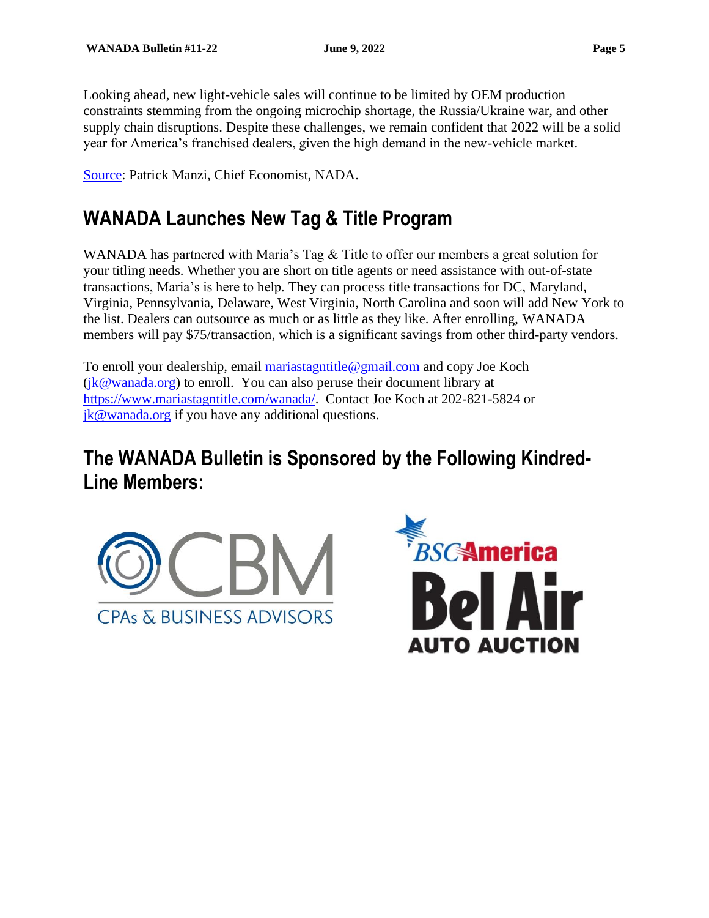Looking ahead, new light-vehicle sales will continue to be limited by OEM production constraints stemming from the ongoing microchip shortage, the Russia/Ukraine war, and other supply chain disruptions. Despite these challenges, we remain confident that 2022 will be a solid year for America's franchised dealers, given the high demand in the new-vehicle market.

Source: Patrick Manzi, Chief Economist, NADA.

## WANADA Launches New Tag & Title Program

WANADA has partnered with Maria's Tag & Title to offer our members a great solution for your titling needs. Whether you are short on title agents or need assistance with out-of-state transactions, Maria's is here to help. They can process title transactions for DC, Maryland, Virginia, Pennsylvania, Delaware, West Virginia, North Carolina and soon will add New York to the list. Dealers can outsource as much or as little as they like. After enrolling, WANADA members will pay $75/transaction, which is a significant savings from other third-party vendors.

To enroll your dealership, email mariastagntitle@gmail.com and copy Joe Koch (jk@wanada.org) to enroll. You can also peruse their document library at https://www.mariastagntitle.com/wanada/. Contact Joe Koch at 202-821-5824 or jk@wanada.org if you have any additional questions.

## The WANADA Bulletin is Sponsored by the Following Kindred-Line Members:

CBM
CPAs & BUSINESS ADVISORS

BSC America
Bel Air
AUTO AUCTION